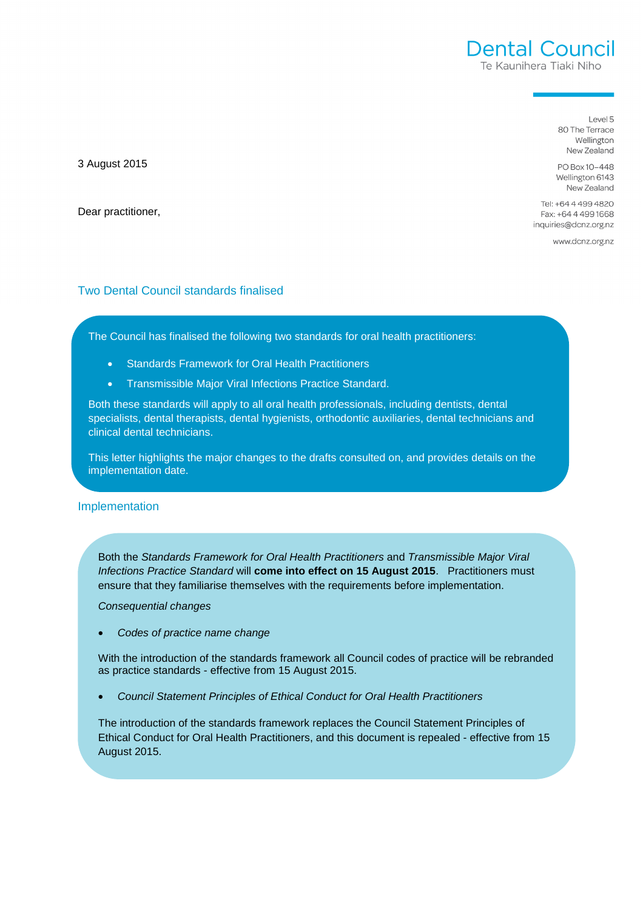**Dental Council**
Te Kaunihera Tiaki Niho

Level 5
80 The Terrace
Wellington
New Zealand

PO Box 10-448
Wellington 6143
New Zealand

Tel: +64 4 499 4820
Fax: +64 4 499 1668
inquiries@dcnz.org.nz

www.dcnz.org.nz

3 August 2015

Dear practitioner,

## Two Dental Council standards finalised

The Council has finalised the following two standards for oral health practitioners:

- Standards Framework for Oral Health Practitioners
- Transmissible Major Viral Infections Practice Standard.

Both these standards will apply to all oral health professionals, including dentists, dental specialists, dental therapists, dental hygienists, orthodontic auxiliaries, dental technicians and clinical dental technicians.

This letter highlights the major changes to the drafts consulted on, and provides details on the implementation date.

## Implementation

Both the *Standards Framework for Oral Health Practitioners* and *Transmissible Major Viral Infections Practice Standard* will **come into effect on 15 August 2015**. Practitioners must ensure that they familiarise themselves with the requirements before implementation.

*Consequential changes*

- *Codes of practice name change*

With the introduction of the standards framework all Council codes of practice will be rebranded as practice standards - effective from 15 August 2015.

- *Council Statement Principles of Ethical Conduct for Oral Health Practitioners*

The introduction of the standards framework replaces the Council Statement Principles of Ethical Conduct for Oral Health Practitioners, and this document is repealed - effective from 15 August 2015.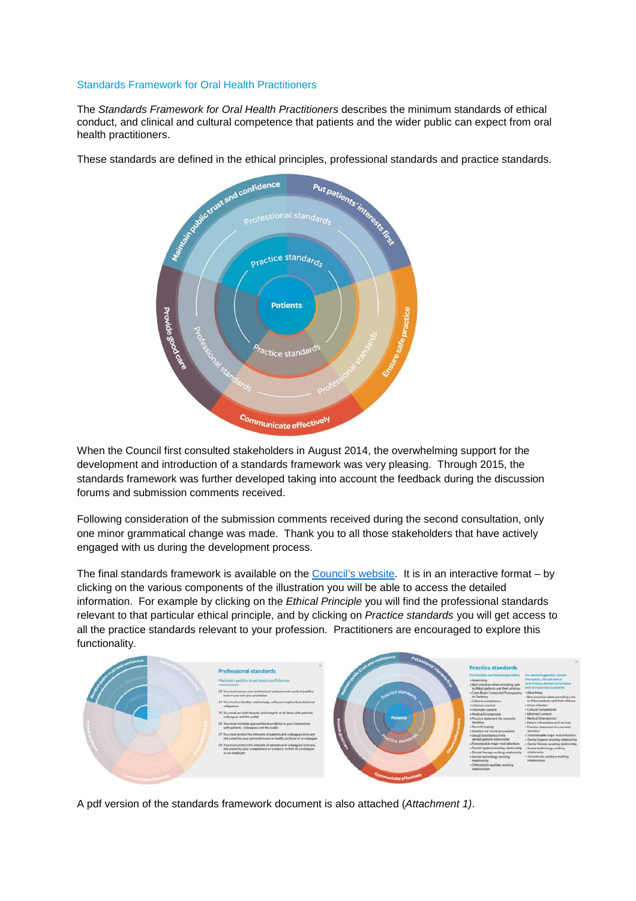## Standards Framework for Oral Health Practitioners

The *Standards Framework for Oral Health Practitioners* describes the minimum standards of ethical conduct, and clinical and cultural competence that patients and the wider public can expect from oral health practitioners.

These standards are defined in the ethical principles, professional standards and practice standards.

When the Council first consulted stakeholders in August 2014, the overwhelming support for the development and introduction of a standards framework was very pleasing. Through 2015, the standards framework was further developed taking into account the feedback during the discussion forums and submission comments received.

Following consideration of the submission comments received during the second consultation, only one minor grammatical change was made. Thank you to all those stakeholders that have actively engaged with us during the development process.

The final standards framework is available on the Council's website. It is in an interactive format – by clicking on the various components of the illustration you will be able to access the detailed information. For example by clicking on the *Ethical Principle* you will find the professional standards relevant to that particular ethical principle, and by clicking on *Practice standards* you will get access to all the practice standards relevant to your profession. Practitioners are encouraged to explore this functionality.

A pdf version of the standards framework document is also attached (*Attachment 1)*.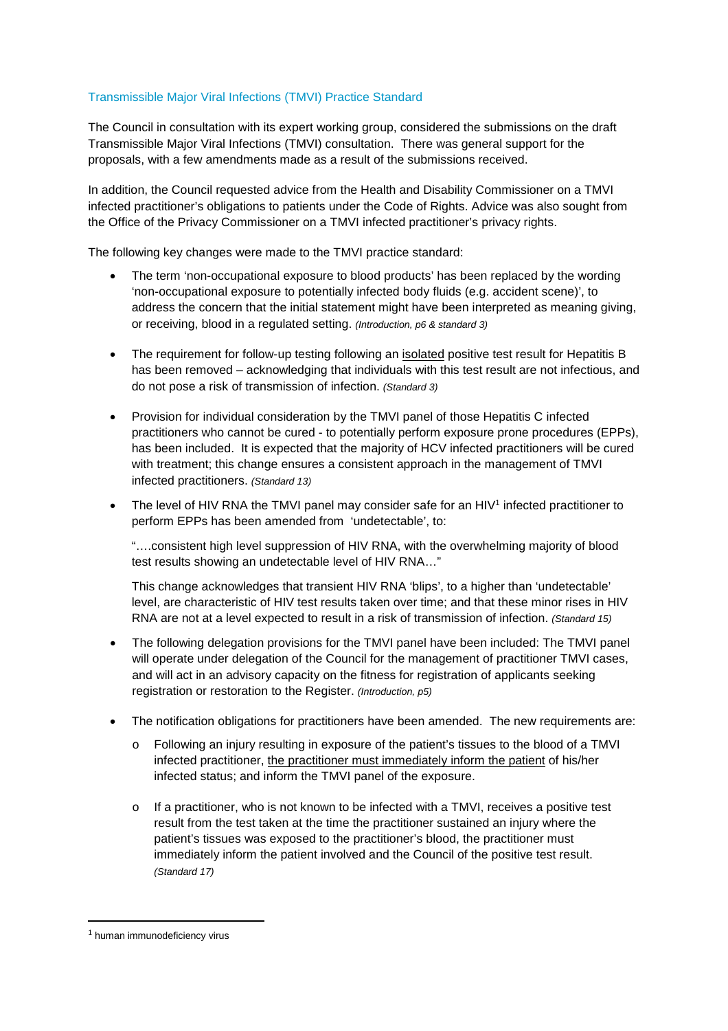## Transmissible Major Viral Infections (TMVI) Practice Standard

The Council in consultation with its expert working group, considered the submissions on the draft Transmissible Major Viral Infections (TMVI) consultation. There was general support for the proposals, with a few amendments made as a result of the submissions received.

In addition, the Council requested advice from the Health and Disability Commissioner on a TMVI infected practitioner's obligations to patients under the Code of Rights. Advice was also sought from the Office of the Privacy Commissioner on a TMVI infected practitioner's privacy rights.

The following key changes were made to the TMVI practice standard:

- The term 'non-occupational exposure to blood products' has been replaced by the wording 'non-occupational exposure to potentially infected body fluids (e.g. accident scene)', to address the concern that the initial statement might have been interpreted as meaning giving, or receiving, blood in a regulated setting. *(Introduction, p6 & standard 3)*

- The requirement for follow-up testing following an isolated positive test result for Hepatitis B has been removed – acknowledging that individuals with this test result are not infectious, and do not pose a risk of transmission of infection. *(Standard 3)*

- Provision for individual consideration by the TMVI panel of those Hepatitis C infected practitioners who cannot be cured - to potentially perform exposure prone procedures (EPPs), has been included. It is expected that the majority of HCV infected practitioners will be cured with treatment; this change ensures a consistent approach in the management of TMVI infected practitioners. *(Standard 13)*

- The level of HIV RNA the TMVI panel may consider safe for an HIV[1] infected practitioner to perform EPPs has been amended from 'undetectable', to:

  "….consistent high level suppression of HIV RNA, with the overwhelming majority of blood test results showing an undetectable level of HIV RNA…"

  This change acknowledges that transient HIV RNA 'blips', to a higher than 'undetectable' level, are characteristic of HIV test results taken over time; and that these minor rises in HIV RNA are not at a level expected to result in a risk of transmission of infection. *(Standard 15)*

- The following delegation provisions for the TMVI panel have been included: The TMVI panel will operate under delegation of the Council for the management of practitioner TMVI cases, and will act in an advisory capacity on the fitness for registration of applicants seeking registration or restoration to the Register. *(Introduction, p5)*

- The notification obligations for practitioners have been amended. The new requirements are:

  - Following an injury resulting in exposure of the patient's tissues to the blood of a TMVI infected practitioner, the practitioner must immediately inform the patient of his/her infected status; and inform the TMVI panel of the exposure.

  - If a practitioner, who is not known to be infected with a TMVI, receives a positive test result from the test taken at the time the practitioner sustained an injury where the patient's tissues was exposed to the practitioner's blood, the practitioner must immediately inform the patient involved and the Council of the positive test result. *(Standard 17)*

---

[1] human immunodeficiency virus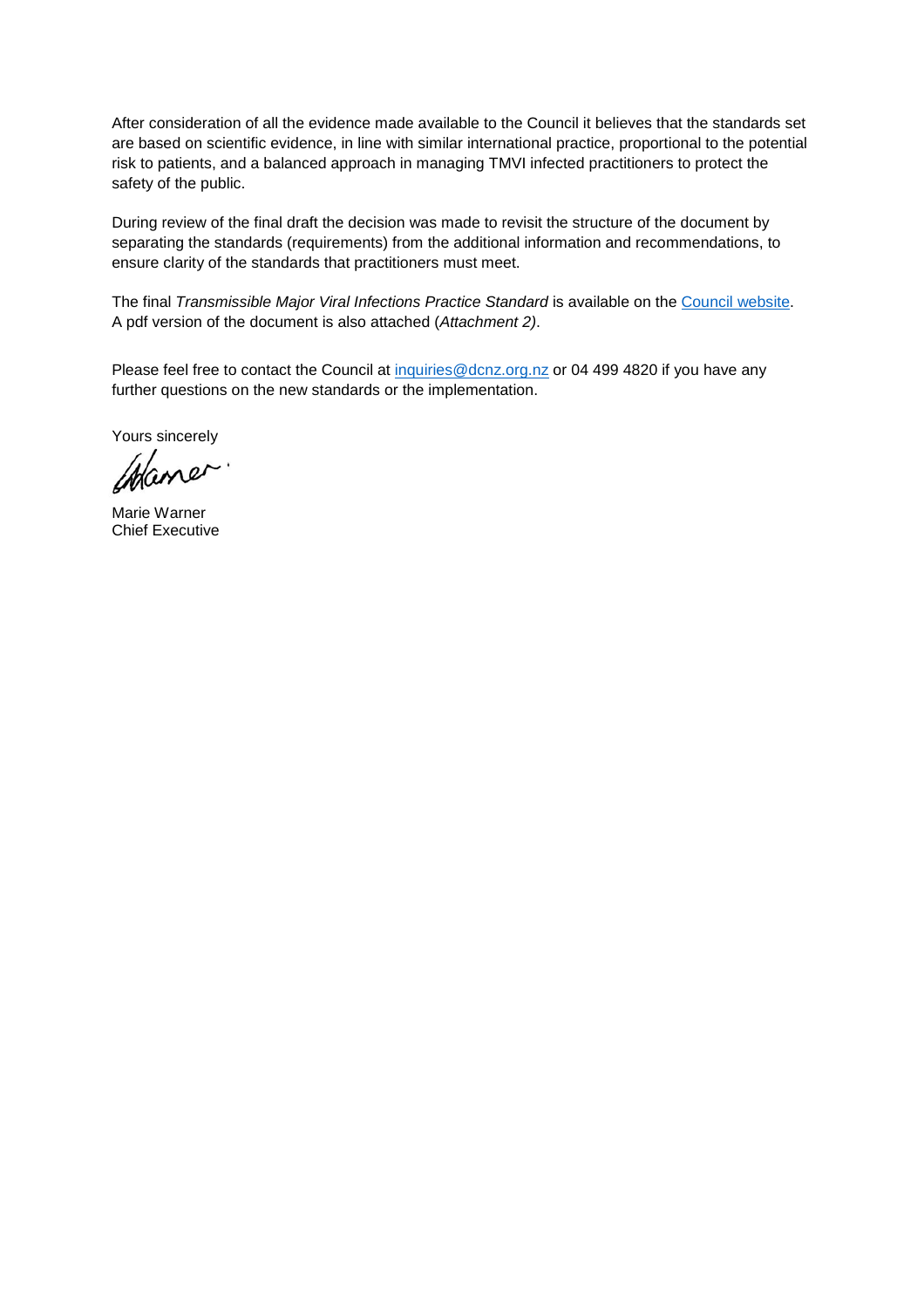After consideration of all the evidence made available to the Council it believes that the standards set are based on scientific evidence, in line with similar international practice, proportional to the potential risk to patients, and a balanced approach in managing TMVI infected practitioners to protect the safety of the public.

During review of the final draft the decision was made to revisit the structure of the document by separating the standards (requirements) from the additional information and recommendations, to ensure clarity of the standards that practitioners must meet.

The final *Transmissible Major Viral Infections Practice Standard* is available on the Council website. A pdf version of the document is also attached (*Attachment 2)*.

Please feel free to contact the Council at inquiries@dcnz.org.nz or 04 499 4820 if you have any further questions on the new standards or the implementation.

Yours sincerely

Marie Warner
Chief Executive